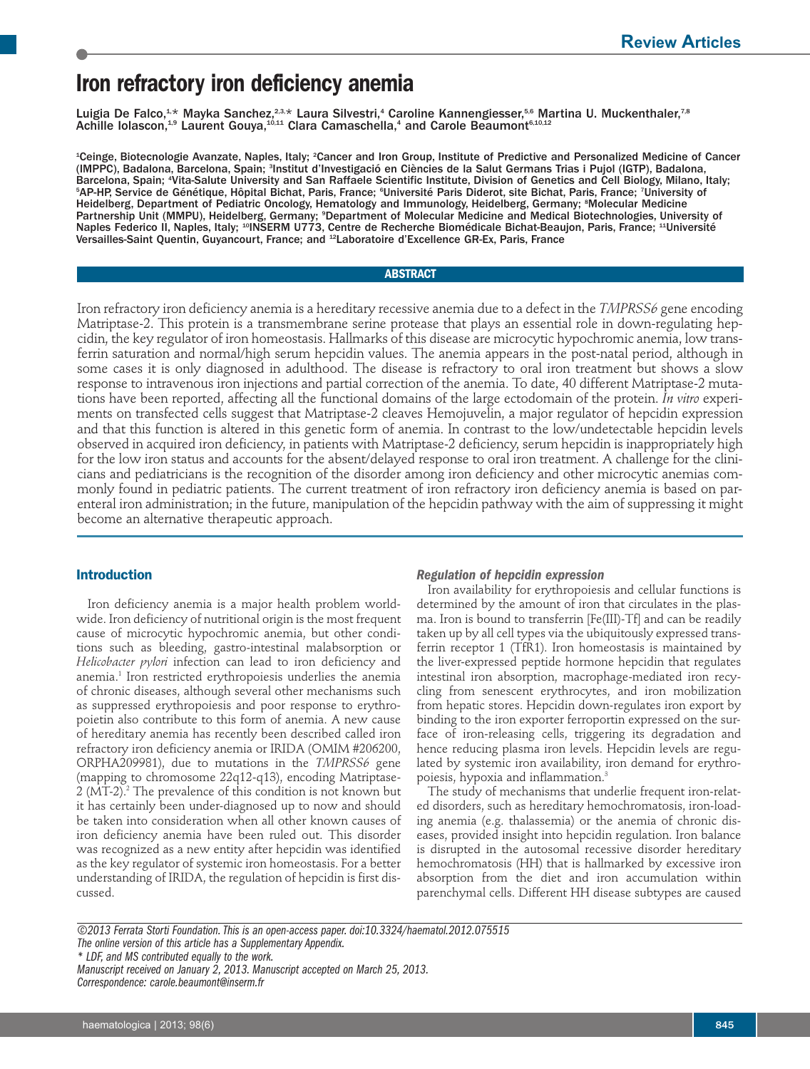Review Articles

# Iron refractory iron deficiency anemia

Luigia De Falco,[1,*] Mayka Sanchez,[2,3,*] Laura Silvestri,[4] Caroline Kannengiesser,[5,6] Martina U. Muckenthaler,[7,8] Achille Iolascon,[1,9] Laurent Gouya,[10,11] Clara Camaschella,[4] and Carole Beaumont[6,10,12]

[1]Ceinge, Biotecnologie Avanzate, Naples, Italy; [2]Cancer and Iron Group, Institute of Predictive and Personalized Medicine of Cancer (IMPPC), Badalona, Barcelona, Spain; [3]Institut d'Investigació en Ciències de la Salut Germans Trias i Pujol (IGTP), Badalona, Barcelona, Spain; [4]Vita-Salute University and San Raffaele Scientific Institute, Division of Genetics and Cell Biology, Milano, Italy; [5]AP-HP, Service de Génétique, Hôpital Bichat, Paris, France; [6]Université Paris Diderot, site Bichat, Paris, France; [7]University of Heidelberg, Department of Pediatric Oncology, Hematology and Immunology, Heidelberg, Germany; [8]Molecular Medicine Partnership Unit (MMPU), Heidelberg, Germany; [9]Department of Molecular Medicine and Medical Biotechnologies, University of Naples Federico II, Naples, Italy; [10]INSERM U773, Centre de Recherche Biomédicale Bichat-Beaujon, Paris, France; [11]Université Versailles-Saint Quentin, Guyancourt, France; and [12]Laboratoire d'Excellence GR-Ex, Paris, France

## ABSTRACT

Iron refractory iron deficiency anemia is a hereditary recessive anemia due to a defect in the *TMPRSS6* gene encoding Matriptase-2. This protein is a transmembrane serine protease that plays an essential role in down-regulating hepcidin, the key regulator of iron homeostasis. Hallmarks of this disease are microcytic hypochromic anemia, low transferrin saturation and normal/high serum hepcidin values. The anemia appears in the post-natal period, although in some cases it is only diagnosed in adulthood. The disease is refractory to oral iron treatment but shows a slow response to intravenous iron injections and partial correction of the anemia. To date, 40 different Matriptase-2 mutations have been reported, affecting all the functional domains of the large ectodomain of the protein. *In vitro* experiments on transfected cells suggest that Matriptase-2 cleaves Hemojuvelin, a major regulator of hepcidin expression and that this function is altered in this genetic form of anemia. In contrast to the low/undetectable hepcidin levels observed in acquired iron deficiency, in patients with Matriptase-2 deficiency, serum hepcidin is inappropriately high for the low iron status and accounts for the absent/delayed response to oral iron treatment. A challenge for the clinicians and pediatricians is the recognition of the disorder among iron deficiency and other microcytic anemias commonly found in pediatric patients. The current treatment of iron refractory iron deficiency anemia is based on parenteral iron administration; in the future, manipulation of the hepcidin pathway with the aim of suppressing it might become an alternative therapeutic approach.

## Introduction

Iron deficiency anemia is a major health problem worldwide. Iron deficiency of nutritional origin is the most frequent cause of microcytic hypochromic anemia, but other conditions such as bleeding, gastro-intestinal malabsorption or *Helicobacter pylori* infection can lead to iron deficiency and anemia.[1] Iron restricted erythropoiesis underlies the anemia of chronic diseases, although several other mechanisms such as suppressed erythropoiesis and poor response to erythropoietin also contribute to this form of anemia. A new cause of hereditary anemia has recently been described called iron refractory iron deficiency anemia or IRIDA (OMIM #206200, ORPHA209981), due to mutations in the *TMPRSS6* gene (mapping to chromosome 22q12-q13), encoding Matriptase-2 (MT-2).[2] The prevalence of this condition is not known but it has certainly been under-diagnosed up to now and should be taken into consideration when all other known causes of iron deficiency anemia have been ruled out. This disorder was recognized as a new entity after hepcidin was identified as the key regulator of systemic iron homeostasis. For a better understanding of IRIDA, the regulation of hepcidin is first discussed.

### Regulation of hepcidin expression

Iron availability for erythropoiesis and cellular functions is determined by the amount of iron that circulates in the plasma. Iron is bound to transferrin [Fe(III)-Tf] and can be readily taken up by all cell types via the ubiquitously expressed transferrin receptor 1 (TfR1). Iron homeostasis is maintained by the liver-expressed peptide hormone hepcidin that regulates intestinal iron absorption, macrophage-mediated iron recycling from senescent erythrocytes, and iron mobilization from hepatic stores. Hepcidin down-regulates iron export by binding to the iron exporter ferroportin expressed on the surface of iron-releasing cells, triggering its degradation and hence reducing plasma iron levels. Hepcidin levels are regulated by systemic iron availability, iron demand for erythropoiesis, hypoxia and inflammation.[3]

The study of mechanisms that underlie frequent iron-related disorders, such as hereditary hemochromatosis, iron-loading anemia (e.g. thalassemia) or the anemia of chronic diseases, provided insight into hepcidin regulation. Iron balance is disrupted in the autosomal recessive disorder hereditary hemochromatosis (HH) that is hallmarked by excessive iron absorption from the diet and iron accumulation within parenchymal cells. Different HH disease subtypes are caused

*©2013 Ferrata Storti Foundation. This is an open-access paper. doi:10.3324/haematol.2012.075515*
*The online version of this article has a Supplementary Appendix.*
*\* LDF, and MS contributed equally to the work.*
*Manuscript received on January 2, 2013. Manuscript accepted on March 25, 2013.*
*Correspondence: carole.beaumont@inserm.fr*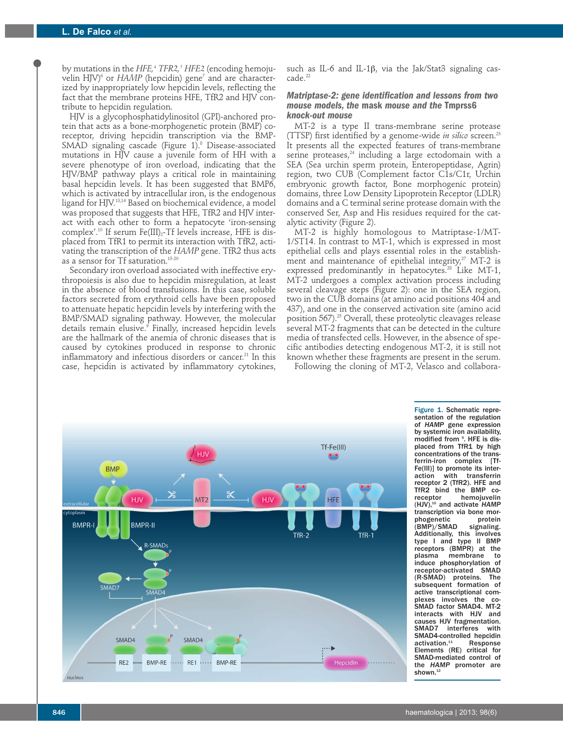by mutations in the *HFE*,[4] *TFR2*,[5] *HFE2* (encoding hemojuvelin HJV)[6] or *HAMP* (hepcidin) gene[7] and are characterized by inappropriately low hepcidin levels, reflecting the fact that the membrane proteins HFE, TfR2 and HJV contribute to hepcidin regulation.

HJV is a glycophosphatidylinositol (GPI)-anchored protein that acts as a bone-morphogenetic protein (BMP) co-receptor, driving hepcidin transcription via the BMP-SMAD signaling cascade (Figure 1).[8] Disease-associated mutations in HJV cause a juvenile form of HH with a severe phenotype of iron overload, indicating that the HJV/BMP pathway plays a critical role in maintaining basal hepcidin levels. It has been suggested that BMP6, which is activated by intracellular iron, is the endogenous ligand for HJV.[13,14] Based on biochemical evidence, a model was proposed that suggests that HFE, TfR2 and HJV interact with each other to form a hepatocyte 'iron-sensing complex'.[10] If serum $Fe(III)_2$-Tf levels increase, HFE is displaced from TfR1 to permit its interaction with TfR2, activating the transcription of the *HAMP* gene. TfR2 thus acts as a sensor for Tf saturation.[15-20]

Secondary iron overload associated with ineffective erythropoiesis is also due to hepcidin misregulation, at least in the absence of blood transfusions. In this case, soluble factors secreted from erythroid cells have been proposed to attenuate hepatic hepcidin levels by interfering with the BMP/SMAD signaling pathway. However, the molecular details remain elusive.[9] Finally, increased hepcidin levels are the hallmark of the anemia of chronic diseases that is caused by cytokines produced in response to chronic inflammatory and infectious disorders or cancer.[21] In this case, hepcidin is activated by inflammatory cytokines, such as IL-6 and IL-1β, via the Jak/Stat3 signaling cascade.[22]

### *Matriptase-2: gene identification and lessons from two mouse models, the* mask *mouse and the* Tmprss6 *knock-out mouse*

MT-2 is a type II trans-membrane serine protease (TTSP) first identified by a genome-wide *in silico* screen.[23] It presents all the expected features of trans-membrane serine proteases,[24] including a large ectodomain with a SEA (Sea urchin sperm protein, Enteropeptidase, Agrin) region, two CUB (Complement factor C1s/C1r, Urchin embryonic growth factor, Bone morphogenetic protein) domains, three Low Density Lipoprotein Receptor (LDLR) domains and a C terminal serine protease domain with the conserved Ser, Asp and His residues required for the catalytic activity (Figure 2).

MT-2 is highly homologous to Matriptase-1/MT-1/ST14. In contrast to MT-1, which is expressed in most epithelial cells and plays essential roles in the establishment and maintenance of epithelial integrity,[27] MT-2 is expressed predominantly in hepatocytes.[28] Like MT-1, MT-2 undergoes a complex activation process including several cleavage steps (Figure 2): one in the SEA region, two in the CUB domains (at amino acid positions 404 and 437), and one in the conserved activation site (amino acid position 567).[25] Overall, these proteolytic cleavages release several MT-2 fragments that can be detected in the culture media of transfected cells. However, in the absence of specific antibodies detecting endogenous MT-2, it is still not known whether these fragments are present in the serum.

Following the cloning of MT-2, Velasco and collabora-

**Figure 1.** Schematic representation of the regulation of *HAMP* gene expression by systemic iron availability, modified from [9]. HFE is displaced from TfR1 by high concentrations of the transferrin-iron complex [Tf-Fe(III)] to promote its interaction with transferrin receptor 2 (TfR2). HFE and TfR2 bind the BMP co-receptor hemojuvelin (HJV),[10] and activate *HAMP* transcription via bone morphogenetic protein (BMP)/SMAD signaling. Additionally, this involves type I and type II BMP receptors (BMPR) at the plasma membrane to induce phosphorylation of receptor-activated SMAD (R-SMAD) proteins. The subsequent formation of active transcriptional complexes involves the co-SMAD factor SMAD4. MT-2 interacts with HJV and causes HJV fragmentation. SMAD7 interferes with SMAD4-controlled hepcidin activation.[11] Response Elements (RE) critical for SMAD-mediated control of the *HAMP* promoter are shown.[12]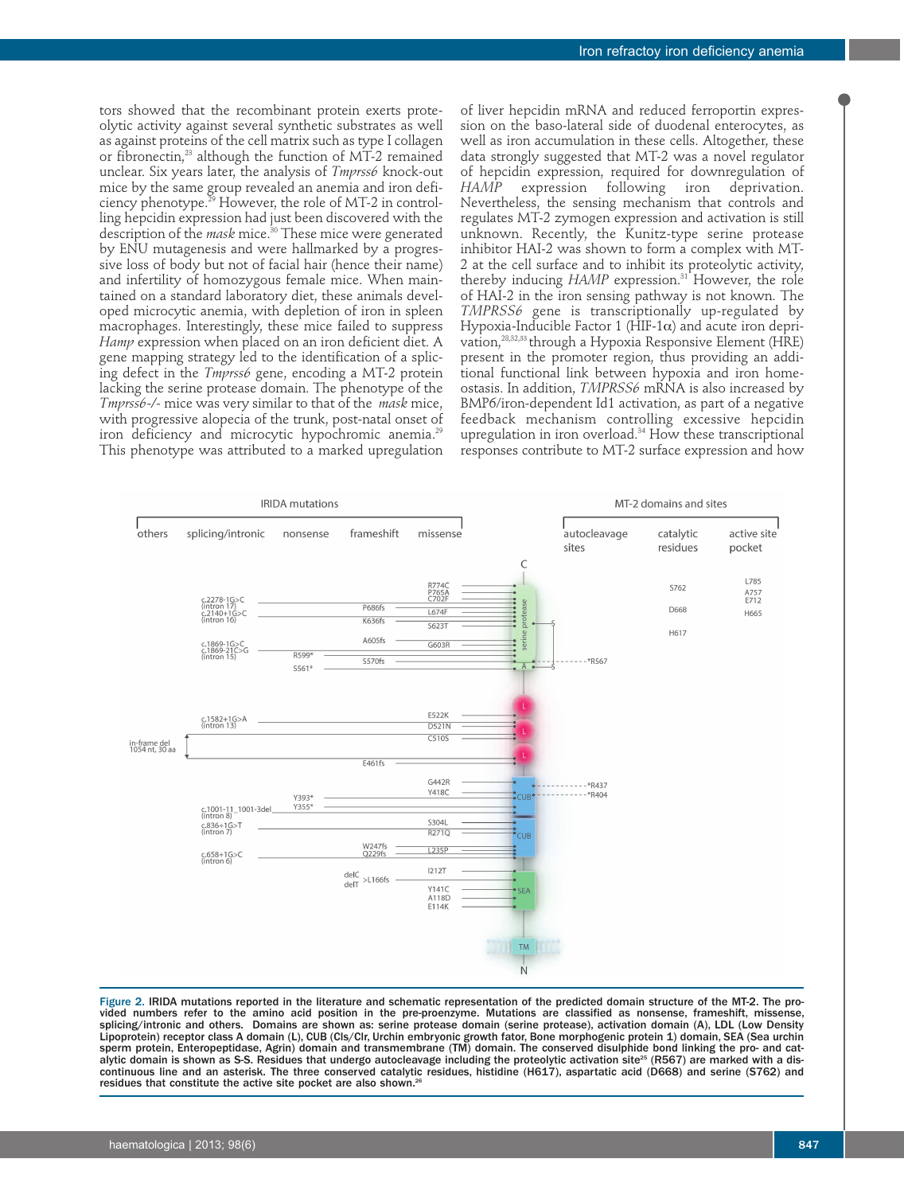tors showed that the recombinant protein exerts proteolytic activity against several synthetic substrates as well as against proteins of the cell matrix such as type I collagen or fibronectin,[23] although the function of MT-2 remained unclear. Six years later, the analysis of *Tmprss6* knock-out mice by the same group revealed an anemia and iron deficiency phenotype.[29] However, the role of MT-2 in controlling hepcidin expression had just been discovered with the description of the *mask* mice.[30] These mice were generated by ENU mutagenesis and were hallmarked by a progressive loss of body but not of facial hair (hence their name) and infertility of homozygous female mice. When maintained on a standard laboratory diet, these animals developed microcytic anemia, with depletion of iron in spleen macrophages. Interestingly, these mice failed to suppress *Hamp* expression when placed on an iron deficient diet. A gene mapping strategy led to the identification of a splicing defect in the *Tmprss6* gene, encoding a MT-2 protein lacking the serine protease domain. The phenotype of the *Tmprss6-/-* mice was very similar to that of the *mask* mice, with progressive alopecia of the trunk, post-natal onset of iron deficiency and microcytic hypochromic anemia.[29] This phenotype was attributed to a marked upregulation of liver hepcidin mRNA and reduced ferroportin expression on the baso-lateral side of duodenal enterocytes, as well as iron accumulation in these cells. Altogether, these data strongly suggested that MT-2 was a novel regulator of hepcidin expression, required for downregulation of *HAMP* expression following iron deprivation. Nevertheless, the sensing mechanism that controls and regulates MT-2 zymogen expression and activation is still unknown. Recently, the Kunitz-type serine protease inhibitor HAI-2 was shown to form a complex with MT-2 at the cell surface and to inhibit its proteolytic activity, thereby inducing *HAMP* expression.[31] However, the role of HAI-2 in the iron sensing pathway is not known. The *TMPRSS6* gene is transcriptionally up-regulated by Hypoxia-Inducible Factor 1 (HIF-1α) and acute iron deprivation,[28,32,33] through a Hypoxia Responsive Element (HRE) present in the promoter region, thus providing an additional functional link between hypoxia and iron homeostasis. In addition, *TMPRSS6* mRNA is also increased by BMP6/iron-dependent Id1 activation, as part of a negative feedback mechanism controlling excessive hepcidin upregulation in iron overload.[34] How these transcriptional responses contribute to MT-2 surface expression and how

**Figure 2.** IRIDA mutations reported in the literature and schematic representation of the predicted domain structure of the MT-2. The provided numbers refer to the amino acid position in the pre-proenzyme. Mutations are classified as nonsense, frameshift, missense, splicing/intronic and others. Domains are shown as: serine protease domain (serine protease), activation domain (A), LDL (Low Density Lipoprotein) receptor class A domain (L), CUB (Cls/Clr, Urchin embryonic growth fator, Bone morphogenic protein 1) domain, SEA (Sea urchin sperm protein, Enteropeptidase, Agrin) domain and transmembrane (TM) domain. The conserved disulphide bond linking the pro- and catalytic domain is shown as S-S. Residues that undergo autocleavage including the proteolytic activation site[25] (R567) are marked with a discontinuous line and an asterisk. The three conserved catalytic residues, histidine (H617), aspartatic acid (D668) and serine (S762) and residues that constitute the active site pocket are also shown.[26]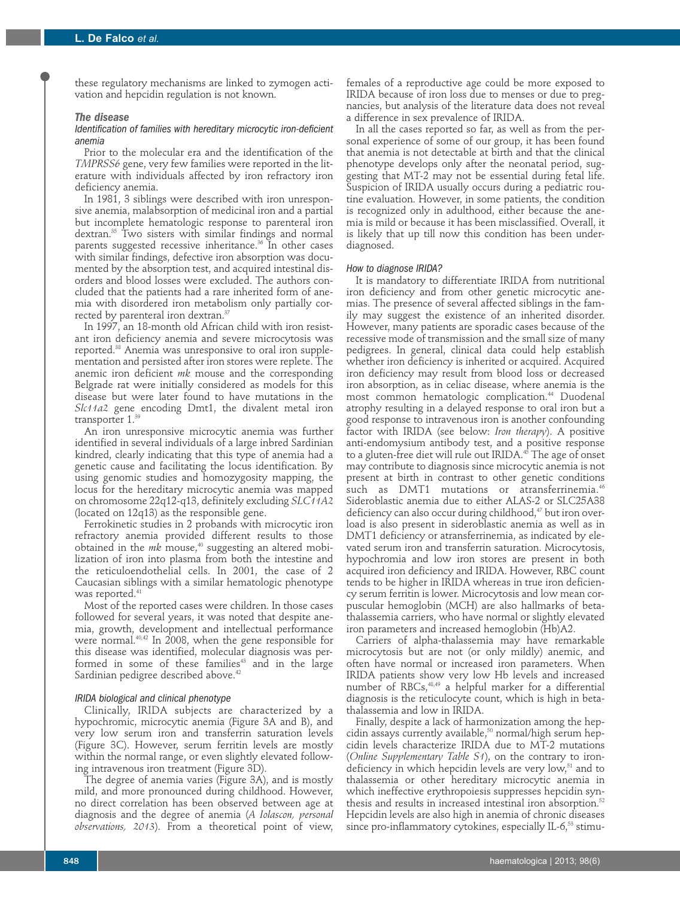these regulatory mechanisms are linked to zymogen activation and hepcidin regulation is not known.

## The disease

### Identification of families with hereditary microcytic iron-deficient anemia

Prior to the molecular era and the identification of the *TMPRSS6* gene, very few families were reported in the literature with individuals affected by iron refractory iron deficiency anemia.

In 1981, 3 siblings were described with iron unresponsive anemia, malabsorption of medicinal iron and a partial but incomplete hematologic response to parenteral iron dextran.[35] Two sisters with similar findings and normal parents suggested recessive inheritance.[36] In other cases with similar findings, defective iron absorption was documented by the absorption test, and acquired intestinal disorders and blood losses were excluded. The authors concluded that the patients had a rare inherited form of anemia with disordered iron metabolism only partially corrected by parenteral iron dextran.[37]

In 1997, an 18-month old African child with iron resistant iron deficiency anemia and severe microcytosis was reported.[38] Anemia was unresponsive to oral iron supplementation and persisted after iron stores were replete. The anemic iron deficient *mk* mouse and the corresponding Belgrade rat were initially considered as models for this disease but were later found to have mutations in the *Slc11a2* gene encoding Dmt1, the divalent metal iron transporter 1.[39]

An iron unresponsive microcytic anemia was further identified in several individuals of a large inbred Sardinian kindred, clearly indicating that this type of anemia had a genetic cause and facilitating the locus identification. By using genomic studies and homozygosity mapping, the locus for the hereditary microcytic anemia was mapped on chromosome 22q12-q13, definitely excluding *SLC11A2* (located on 12q13) as the responsible gene.

Ferrokinetic studies in 2 probands with microcytic iron refractory anemia provided different results to those obtained in the *mk* mouse,[40] suggesting an altered mobilization of iron into plasma from both the intestine and the reticuloendothelial cells. In 2001, the case of 2 Caucasian siblings with a similar hematologic phenotype was reported.[41]

Most of the reported cases were children. In those cases followed for several years, it was noted that despite anemia, growth, development and intellectual performance were normal.[40,42] In 2008, when the gene responsible for this disease was identified, molecular diagnosis was performed in some of these families[43] and in the large Sardinian pedigree described above.[42]

### IRIDA biological and clinical phenotype

Clinically, IRIDA subjects are characterized by a hypochromic, microcytic anemia (Figure 3A and B), and very low serum iron and transferrin saturation levels (Figure 3C). However, serum ferritin levels are mostly within the normal range, or even slightly elevated following intravenous iron treatment (Figure 3D).

The degree of anemia varies (Figure 3A), and is mostly mild, and more pronounced during childhood. However, no direct correlation has been observed between age at diagnosis and the degree of anemia (*A Iolascon, personal observations, 2013*). From a theoretical point of view, females of a reproductive age could be more exposed to IRIDA because of iron loss due to menses or due to pregnancies, but analysis of the literature data does not reveal a difference in sex prevalence of IRIDA.

In all the cases reported so far, as well as from the personal experience of some of our group, it has been found that anemia is not detectable at birth and that the clinical phenotype develops only after the neonatal period, suggesting that MT-2 may not be essential during fetal life. Suspicion of IRIDA usually occurs during a pediatric routine evaluation. However, in some patients, the condition is recognized only in adulthood, either because the anemia is mild or because it has been misclassified. Overall, it is likely that up till now this condition has been underdiagnosed.

### How to diagnose IRIDA?

It is mandatory to differentiate IRIDA from nutritional iron deficiency and from other genetic microcytic anemias. The presence of several affected siblings in the family may suggest the existence of an inherited disorder. However, many patients are sporadic cases because of the recessive mode of transmission and the small size of many pedigrees. In general, clinical data could help establish whether iron deficiency is inherited or acquired. Acquired iron deficiency may result from blood loss or decreased iron absorption, as in celiac disease, where anemia is the most common hematologic complication.[44] Duodenal atrophy resulting in a delayed response to oral iron but a good response to intravenous iron is another confounding factor with IRIDA (see below: *Iron therapy*). A positive anti-endomysium antibody test, and a positive response to a gluten-free diet will rule out IRIDA.[45] The age of onset may contribute to diagnosis since microcytic anemia is not present at birth in contrast to other genetic conditions such as DMT1 mutations or atransferrinemia.[46] Sideroblastic anemia due to either ALAS-2 or SLC25A38 deficiency can also occur during childhood,[47] but iron overload is also present in sideroblastic anemia as well as in DMT1 deficiency or atransferrinemia, as indicated by elevated serum iron and transferrin saturation. Microcytosis, hypochromia and low iron stores are present in both acquired iron deficiency and IRIDA. However, RBC count tends to be higher in IRIDA whereas in true iron deficiency serum ferritin is lower. Microcytosis and low mean corpuscular hemoglobin (MCH) are also hallmarks of beta-thalassemia carriers, who have normal or slightly elevated iron parameters and increased hemoglobin (Hb)A2.

Carriers of alpha-thalassemia may have remarkable microcytosis but are not (or only mildly) anemic, and often have normal or increased iron parameters. When IRIDA patients show very low Hb levels and increased number of RBCs,[48,49] a helpful marker for a differential diagnosis is the reticulocyte count, which is high in beta-thalassemia and low in IRIDA.

Finally, despite a lack of harmonization among the hepcidin assays currently available,[50] normal/high serum hepcidin levels characterize IRIDA due to MT-2 mutations (*Online Supplementary Table S1*), on the contrary to iron-deficiency in which hepcidin levels are very low,[51] and to thalassemia or other hereditary microcytic anemia in which ineffective erythropoiesis suppresses hepcidin synthesis and results in increased intestinal iron absorption.[52] Hepcidin levels are also high in anemia of chronic diseases since pro-inflammatory cytokines, especially IL-6,[53] stimu-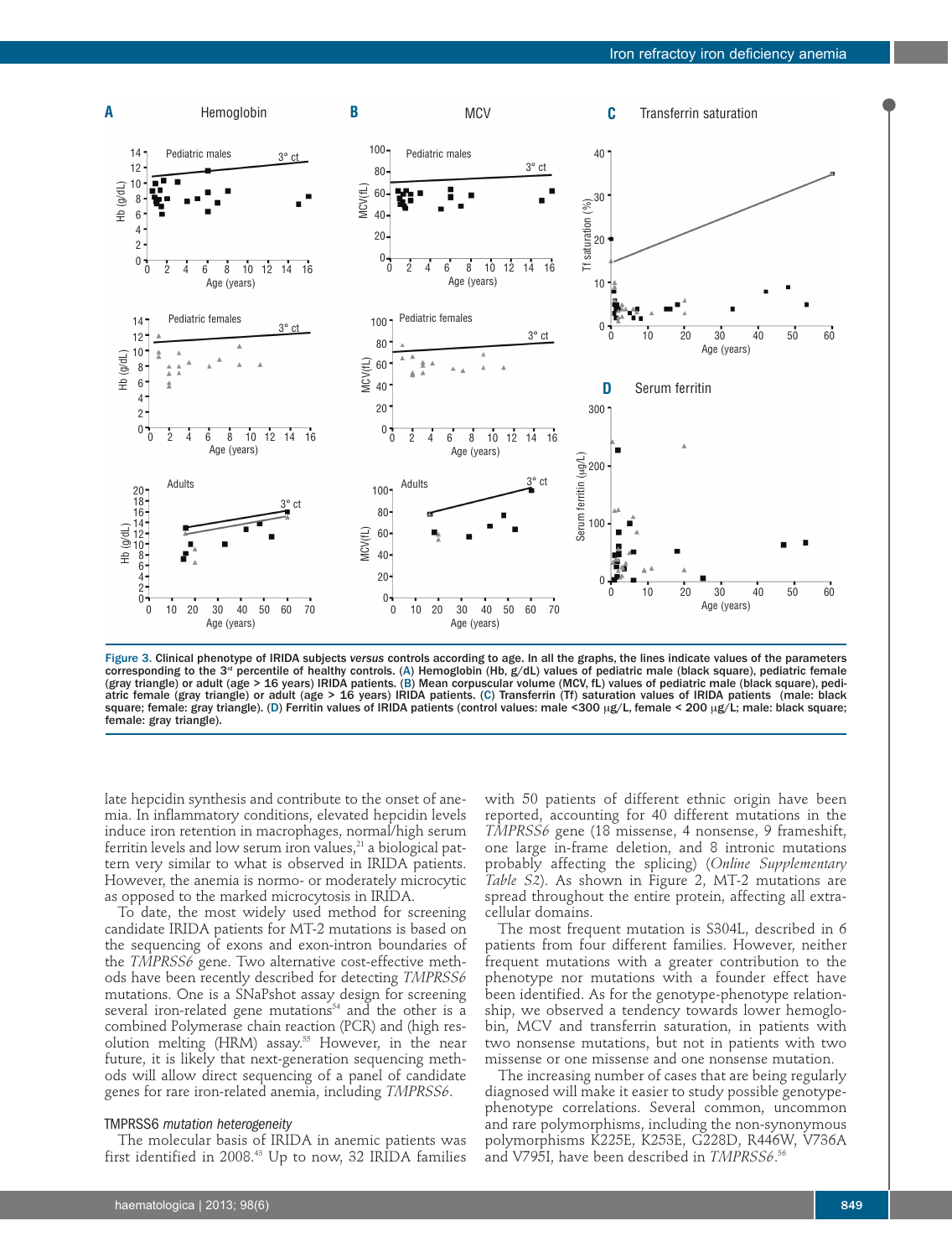Figure 3. Clinical phenotype of IRIDA subjects *versus* controls according to age. In all the graphs, the lines indicate values of the parameters corresponding to the 3rd percentile of healthy controls. (A) Hemoglobin (Hb, g/dL) values of pediatric male (black square), pediatric female (gray triangle) or adult (age > 16 years) IRIDA patients. (B) Mean corpuscular volume (MCV, fL) values of pediatric male (black square), pediatric female (gray triangle) or adult (age > 16 years) IRIDA patients. (C) Transferrin (Tf) saturation values of IRIDA patients (male: black square; female: gray triangle). (D) Ferritin values of IRIDA patients (control values: male <300 μg/L, female < 200 μg/L; male: black square; female: gray triangle).

late hepcidin synthesis and contribute to the onset of anemia. In inflammatory conditions, elevated hepcidin levels induce iron retention in macrophages, normal/high serum ferritin levels and low serum iron values,[21] a biological pattern very similar to what is observed in IRIDA patients. However, the anemia is normo- or moderately microcytic as opposed to the marked microcytosis in IRIDA.

To date, the most widely used method for screening candidate IRIDA patients for MT-2 mutations is based on the sequencing of exons and exon-intron boundaries of the *TMPRSS6* gene. Two alternative cost-effective methods have been recently described for detecting *TMPRSS6* mutations. One is a SNaPshot assay design for screening several iron-related gene mutations[54] and the other is a combined Polymerase chain reaction (PCR) and (high resolution melting (HRM) assay.[55] However, in the near future, it is likely that next-generation sequencing methods will allow direct sequencing of a panel of candidate genes for rare iron-related anemia, including *TMPRSS6*.

### TMPRSS6 *mutation heterogeneity*

The molecular basis of IRIDA in anemic patients was first identified in 2008.[43] Up to now, 32 IRIDA families with 50 patients of different ethnic origin have been reported, accounting for 40 different mutations in the *TMPRSS6* gene (18 missense, 4 nonsense, 9 frameshift, one large in-frame deletion, and 8 intronic mutations probably affecting the splicing) (*Online Supplementary Table S2*). As shown in Figure 2, MT-2 mutations are spread throughout the entire protein, affecting all extracellular domains.

The most frequent mutation is S304L, described in 6 patients from four different families. However, neither frequent mutations with a greater contribution to the phenotype nor mutations with a founder effect have been identified. As for the genotype-phenotype relationship, we observed a tendency towards lower hemoglobin, MCV and transferrin saturation, in patients with two nonsense mutations, but not in patients with two missense or one missense and one nonsense mutation.

The increasing number of cases that are being regularly diagnosed will make it easier to study possible genotype-phenotype correlations. Several common, uncommon and rare polymorphisms, including the non-synonymous polymorphisms K225E, K253E, G228D, R446W, V736A and V795I, have been described in *TMPRSS6*.[56]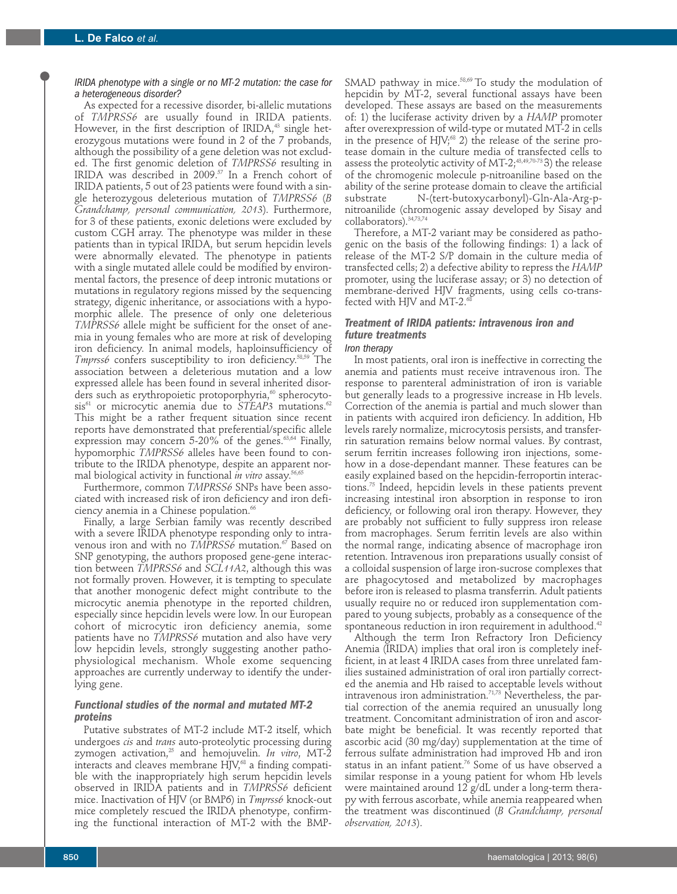### *IRIDA phenotype with a single or no MT-2 mutation: the case for a heterogeneous disorder?*

As expected for a recessive disorder, bi-allelic mutations of *TMPRSS6* are usually found in IRIDA patients. However, in the first description of IRIDA,[43] single heterozygous mutations were found in 2 of the 7 probands, although the possibility of a gene deletion was not excluded. The first genomic deletion of *TMPRSS6* resulting in IRIDA was described in 2009.[57] In a French cohort of IRIDA patients, 5 out of 23 patients were found with a single heterozygous deleterious mutation of *TMPRSS6* (*B Grandchamp, personal communication, 2013*). Furthermore, for 3 of these patients, exonic deletions were excluded by custom CGH array. The phenotype was milder in these patients than in typical IRIDA, but serum hepcidin levels were abnormally elevated. The phenotype in patients with a single mutated allele could be modified by environmental factors, the presence of deep intronic mutations or mutations in regulatory regions missed by the sequencing strategy, digenic inheritance, or associations with a hypomorphic allele. The presence of only one deleterious *TMPRSS6* allele might be sufficient for the onset of anemia in young females who are more at risk of developing iron deficiency. In animal models, haploinsufficiency of *Tmprss6* confers susceptibility to iron deficiency.[58,59] The association between a deleterious mutation and a low expressed allele has been found in several inherited disorders such as erythropoietic protoporphyria,[60] spherocytosis[61] or microcytic anemia due to *STEAP3* mutations.[62] This might be a rather frequent situation since recent reports have demonstrated that preferential/specific allele expression may concern 5-20% of the genes.[63,64] Finally, hypomorphic *TMPRSS6* alleles have been found to contribute to the IRIDA phenotype, despite an apparent normal biological activity in functional *in vitro* assay.[56,65]

Furthermore, common *TMPRSS6* SNPs have been associated with increased risk of iron deficiency and iron deficiency anemia in a Chinese population.[66]

Finally, a large Serbian family was recently described with a severe IRIDA phenotype responding only to intravenous iron and with no *TMPRSS6* mutation.[67] Based on SNP genotyping, the authors proposed gene-gene interaction between *TMPRSS6* and *SCL11A2*, although this was not formally proven. However, it is tempting to speculate that another monogenic defect might contribute to the microcytic anemia phenotype in the reported children, especially since hepcidin levels were low. In our European cohort of microcytic iron deficiency anemia, some patients have no *TMPRSS6* mutation and also have very low hepcidin levels, strongly suggesting another pathophysiological mechanism. Whole exome sequencing approaches are currently underway to identify the underlying gene.

## Functional studies of the normal and mutated MT-2 proteins

Putative substrates of MT-2 include MT-2 itself, which undergoes *cis* and *trans* auto-proteolytic processing during zymogen activation,[25] and hemojuvelin. *In vitro*, MT-2 interacts and cleaves membrane HJV,[68] a finding compatible with the inappropriately high serum hepcidin levels observed in IRIDA patients and in *TMPRSS6* deficient mice. Inactivation of HJV (or BMP6) in *Tmprss6* knock-out mice completely rescued the IRIDA phenotype, confirming the functional interaction of MT-2 with the BMP-SMAD pathway in mice.[58,69] To study the modulation of hepcidin by MT-2, several functional assays have been developed. These assays are based on the measurements of: 1) the luciferase activity driven by a *HAMP* promoter after overexpression of wild-type or mutated MT-2 in cells in the presence of HJV;[68] 2) the release of the serine protease domain in the culture media of transfected cells to assess the proteolytic activity of MT-2;[43,49,70-73] 3) the release of the chromogenic molecule p-nitroaniline based on the ability of the serine protease domain to cleave the artificial substrate N-(tert-butoxycarbonyl)-Gln-Ala-Arg-p-nitroanilide (chromogenic assay developed by Sisay and collaborators).[34,73,74]

Therefore, a MT-2 variant may be considered as pathogenic on the basis of the following findings: 1) a lack of release of the MT-2 S/P domain in the culture media of transfected cells; 2) a defective ability to repress the *HAMP* promoter, using the luciferase assay; or 3) no detection of membrane-derived HJV fragments, using cells co-transfected with HJV and MT-2.[68]

## Treatment of IRIDA patients: intravenous iron and future treatments

### *Iron therapy*

In most patients, oral iron is ineffective in correcting the anemia and patients must receive intravenous iron. The response to parenteral administration of iron is variable but generally leads to a progressive increase in Hb levels. Correction of the anemia is partial and much slower than in patients with acquired iron deficiency. In addition, Hb levels rarely normalize, microcytosis persists, and transferrin saturation remains below normal values. By contrast, serum ferritin increases following iron injections, somehow in a dose-dependant manner. These features can be easily explained based on the hepcidin-ferroportin interactions.[75] Indeed, hepcidin levels in these patients prevent increasing intestinal iron absorption in response to iron deficiency, or following oral iron therapy. However, they are probably not sufficient to fully suppress iron release from macrophages. Serum ferritin levels are also within the normal range, indicating absence of macrophage iron retention. Intravenous iron preparations usually consist of a colloidal suspension of large iron-sucrose complexes that are phagocytosed and metabolized by macrophages before iron is released to plasma transferrin. Adult patients usually require no or reduced iron supplementation compared to young subjects, probably as a consequence of the spontaneous reduction in iron requirement in adulthood.[42]

Although the term Iron Refractory Iron Deficiency Anemia (IRIDA) implies that oral iron is completely inefficient, in at least 4 IRIDA cases from three unrelated families sustained administration of oral iron partially corrected the anemia and Hb raised to acceptable levels without intravenous iron administration.[71,73] Nevertheless, the partial correction of the anemia required an unusually long treatment. Concomitant administration of iron and ascorbate might be beneficial. It was recently reported that ascorbic acid (30 mg/day) supplementation at the time of ferrous sulfate administration had improved Hb and iron status in an infant patient.[76] Some of us have observed a similar response in a young patient for whom Hb levels were maintained around 12 g/dL under a long-term therapy with ferrous ascorbate, while anemia reappeared when the treatment was discontinued (*B Grandchamp, personal observation, 2013*).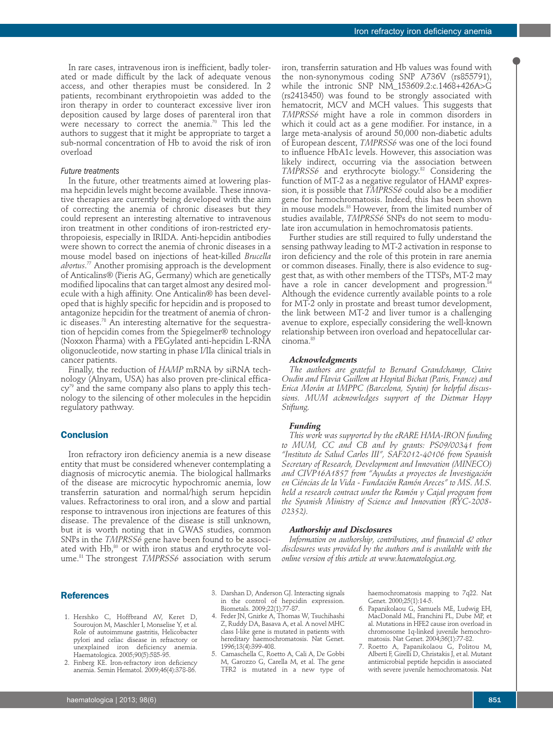In rare cases, intravenous iron is inefficient, badly tolerated or made difficult by the lack of adequate venous access, and other therapies must be considered. In 2 patients, recombinant erythropoietin was added to the iron therapy in order to counteract excessive liver iron deposition caused by large doses of parenteral iron that were necessary to correct the anemia.[70] This led the authors to suggest that it might be appropriate to target a sub-normal concentration of Hb to avoid the risk of iron overload

### *Future treatments*

In the future, other treatments aimed at lowering plasma hepcidin levels might become available. These innovative therapies are currently being developed with the aim of correcting the anemia of chronic diseases but they could represent an interesting alternative to intravenous iron treatment in other conditions of iron-restricted erythropoiesis, especially in IRIDA. Anti-hepcidin antibodies were shown to correct the anemia of chronic diseases in a mouse model based on injections of heat-killed *Brucella abortus*.[77] Another promising approach is the development of Anticalins® (Pieris AG, Germany) which are genetically modified lipocalins that can target almost any desired molecule with a high affinity. One Anticalin® has been developed that is highly specific for hepcidin and is proposed to antagonize hepcidin for the treatment of anemia of chronic diseases.[78] An interesting alternative for the sequestration of hepcidin comes from the Spiegelmer® technology (Noxxon Pharma) with a PEGylated anti-hepcidin L-RNA oligonucleotide, now starting in phase I/IIa clinical trials in cancer patients.

Finally, the reduction of *HAMP* mRNA by siRNA technology (Alnyam, USA) has also proven pre-clinical efficacy[79] and the same company also plans to apply this technology to the silencing of other molecules in the hepcidin regulatory pathway.

## Conclusion

Iron refractory iron deficiency anemia is a new disease entity that must be considered whenever contemplating a diagnosis of microcytic anemia. The biological hallmarks of the disease are microcytic hypochromic anemia, low transferrin saturation and normal/high serum hepcidin values. Refractoriness to oral iron, and a slow and partial response to intravenous iron injections are features of this disease. The prevalence of the disease is still unknown, but it is worth noting that in GWAS studies, common SNPs in the *TMPRSS6* gene have been found to be associated with Hb,[80] or with iron status and erythrocyte volume.[81] The strongest *TMPRSS6* association with serum iron, transferrin saturation and Hb values was found with the non-synonymous coding SNP A736V (rs855791), while the intronic SNP NM_153609.2:c.1468+426A>G (rs2413450) was found to be strongly associated with hematocrit, MCV and MCH values. This suggests that *TMPRSS6* might have a role in common disorders in which it could act as a gene modifier. For instance, in a large meta-analysis of around 50,000 non-diabetic adults of European descent, *TMPRSS6* was one of the loci found to influence HbA1c levels. However, this association was likely indirect, occurring via the association between *TMPRSS6* and erythrocyte biology.[82] Considering the function of MT-2 as a negative regulator of HAMP expression, it is possible that *TMPRSS6* could also be a modifier gene for hemochromatosis. Indeed, this has been shown in mouse models.[83] However, from the limited number of studies available, *TMPRSS6* SNPs do not seem to modulate iron accumulation in hemochromatosis patients.

Further studies are still required to fully understand the sensing pathway leading to MT-2 activation in response to iron deficiency and the role of this protein in rare anemia or common diseases. Finally, there is also evidence to suggest that, as with other members of the TTSPs, MT-2 may have a role in cancer development and progression.[84] Although the evidence currently available points to a role for MT-2 only in prostate and breast tumor development, the link between MT-2 and liver tumor is a challenging avenue to explore, especially considering the well-known relationship between iron overload and hepatocellular carcinoma.[85]

### *Acknowledgments*

*The authors are grateful to Bernard Grandchamp, Claire Oudin and Flavia Guillem at Hopital Bichat (Paris, France) and Erica Morán at IMPPC (Barcelona, Spain) for helpful discussions. MUM acknowledges support of the Dietmar Hopp Stiftung.*

### *Funding*

*This work was supported by the eRARE HMA-IRON funding to MUM, CC and CB and by grants: PS09/00341 from "Instituto de Salud Carlos III", SAF2012-40106 from Spanish Secretary of Research, Development and Innovation (MINECO) and CIVP16A1857 from "Ayudas a proyectos de Investigación en Ciéncias de la Vida - Fundación Ramón Areces" to MS. M.S. held a research contract under the Ramón y Cajal program from the Spanish Ministry of Science and Innovation (RYC-2008-02352).*

### *Authorship and Disclosures*

*Information on authorship, contributions, and financial & other disclosures was provided by the authors and is available with the online version of this article at www.haematologica.org.*

## References

1. Hershko C, Hoffbrand AV, Keret D, Souroujon M, Maschler I, Monselise Y, et al. Role of autoimmune gastritis, Helicobacter pylori and celiac disease in refractory or unexplained iron deficiency anemia. Haematologica. 2005;90(5):585-95.
2. Finberg KE. Iron-refractory iron deficiency anemia. Semin Hematol. 2009;46(4):378-86.
3. Darshan D, Anderson GJ. Interacting signals in the control of hepcidin expression. Biometals. 2009;22(1):77-87.
4. Feder JN, Gnirke A, Thomas W, Tsuchihashi Z, Ruddy DA, Basava A, et al. A novel MHC class I-like gene is mutated in patients with hereditary haemochromatosis. Nat Genet. 1996;13(4):399-408.
5. Camaschella C, Roetto A, Cali A, De Gobbi M, Garozzo G, Carella M, et al. The gene TFR2 is mutated in a new type of haemochromatosis mapping to 7q22. Nat Genet. 2000;25(1):14-5.
6. Papanikolaou G, Samuels ME, Ludwig EH, MacDonald ML, Franchini PL, Dube MP, et al. Mutations in HFE2 cause iron overload in chromosome 1q-linked juvenile hemochromatosis. Nat Genet. 2004;36(1):77-82.
7. Roetto A, Papanikolaou G, Politou M, Alberti F, Girelli D, Christakis J, et al. Mutant antimicrobial peptide hepcidin is associated with severe juvenile hemochromatosis. Nat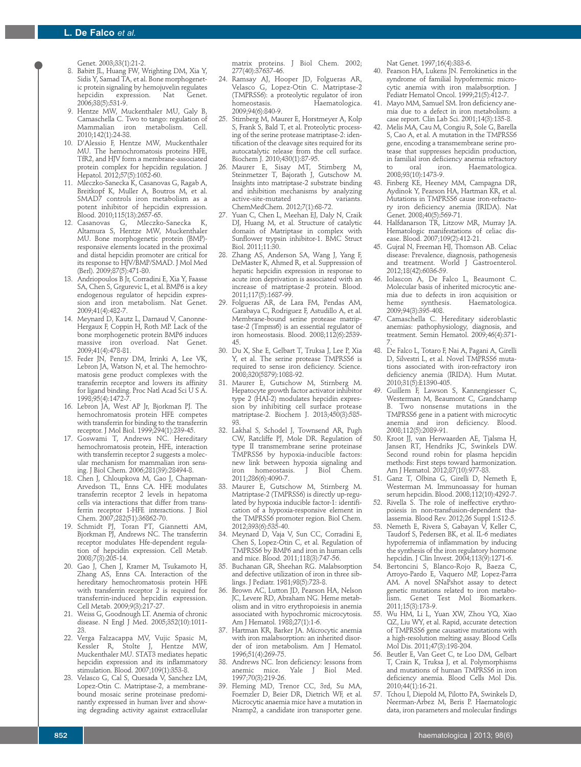Genet. 2003;33(1):21-2.

8. Babitt JL, Huang FW, Wrighting DM, Xia Y, Sidis Y, Samad TA, et al. Bone morphogenetic protein signaling by hemojuvelin regulates hepcidin expression. Nat Genet. 2006;38(5):531-9.
9. Hentze MW, Muckenthaler MU, Galy B, Camaschella C. Two to tango: regulation of Mammalian iron metabolism. Cell. 2010;142(1):24-38.
10. D'Alessio F, Hentze MW, Muckenthaler MU. The hemochromatosis proteins HFE, TfR2, and HJV form a membrane-associated protein complex for hepcidin regulation. J Hepatol. 2012;57(5):1052-60.
11. Mleczko-Sanecka K, Casanovas G, Ragab A, Breitkopf K, Muller A, Boutros M, et al. SMAD7 controls iron metabolism as a potent inhibitor of hepcidin expression. Blood. 2010;115(13):2657-65.
12. Casanovas G, Mleczko-Sanecka K, Altamura S, Hentze MW, Muckenthaler MU. Bone morphogenetic protein (BMP)-responsive elements located in the proximal and distal hepcidin promoter are critical for its response to HJV/BMP/SMAD. J Mol Med (Berl). 2009;87(5):471-80.
13. Andriopoulos B Jr, Corradini E, Xia Y, Faasse SA, Chen S, Grgurevic L, et al. BMP6 is a key endogenous regulator of hepcidin expression and iron metabolism. Nat Genet. 2009;41(4):482-7.
14. Meynard D, Kautz L, Darnaud V, Canonne-Hergaux F, Coppin H, Roth MP. Lack of the bone morphogenetic protein BMP6 induces massive iron overload. Nat Genet. 2009;41(4):478-81.
15. Feder JN, Penny DM, Irrinki A, Lee VK, Lebron JA, Watson N, et al. The hemochromatosis gene product complexes with the transferrin receptor and lowers its affinity for ligand binding. Proc Natl Acad Sci U S A. 1998;95(4):1472-7.
16. Lebron JA, West AP Jr, Bjorkman PJ. The hemochromatosis protein HFE competes with transferrin for binding to the transferrin receptor. J Mol Biol. 1999;294(1):239-45.
17. Goswami T, Andrews NC. Hereditary hemochromatosis protein, HFE, interaction with transferrin receptor 2 suggests a molecular mechanism for mammalian iron sensing. J Biol Chem. 2006;281(39):28494-8.
18. Chen J, Chloupkova M, Gao J, Chapman-Arvedson TL, Enns CA. HFE modulates transferrin receptor 2 levels in hepatoma cells via interactions that differ from transferrin receptor 1-HFE interactions. J Biol Chem. 2007;282(51):36862-70.
19. Schmidt PJ, Toran PT, Giannetti AM, Bjorkman PJ, Andrews NC. The transferrin receptor modulates Hfe-dependent regulation of hepcidin expression. Cell Metab. 2008;7(3):205-14.
20. Gao J, Chen J, Kramer M, Tsukamoto H, Zhang AS, Enns CA. Interaction of the hereditary hemochromatosis protein HFE with transferrin receptor 2 is required for transferrin-induced hepcidin expression. Cell Metab. 2009;9(3):217-27.
21. Weiss G, Goodnough LT. Anemia of chronic disease. N Engl J Med. 2005;352(10):1011-23.
22. Verga Falzacappa MV, Vujic Spasic M, Kessler R, Stolte J, Hentze MW, Muckenthaler MU. STAT3 mediates hepatic hepcidin expression and its inflammatory stimulation. Blood. 2007;109(1):353-8.
23. Velasco G, Cal S, Quesada V, Sanchez LM, Lopez-Otin C. Matriptase-2, a membrane-bound mosaic serine proteinase predominantly expressed in human liver and showing degrading activity against extracellular matrix proteins. J Biol Chem. 2002; 277(40):37637-46.
24. Ramsay AJ, Hooper JD, Folgueras AR, Velasco G, Lopez-Otin C. Matriptase-2 (TMPRSS6): a proteolytic regulator of iron homeostasis. Haematologica. 2009;94(6):840-9.
25. Stirnberg M, Maurer E, Horstmeyer A, Kolp S, Frank S, Bald T, et al. Proteolytic processing of the serine protease matriptase-2: identification of the cleavage sites required for its autocatalytic release from the cell surface. Biochem J. 2010;430(1):87-95.
26. Maurer E, Sisay MT, Stirnberg M, Steinmetzer T, Bajorath J, Gutschow M. Insights into matriptase-2 substrate binding and inhibition mechanisms by analyzing active-site-mutated variants. ChemMedChem. 2012;7(1):68-72.
27. Yuan C, Chen L, Meehan EJ, Daly N, Craik DJ, Huang M, et al. Structure of catalytic domain of Matriptase in complex with Sunflower trypsin inhibitor-1. BMC Struct Biol. 2011;11:30.
28. Zhang AS, Anderson SA, Wang J, Yang F, DeMaster K, Ahmed R, et al. Suppression of hepatic hepcidin expression in response to acute iron deprivation is associated with an increase of matriptase-2 protein. Blood. 2011;117(5):1687-99.
29. Folgueras AR, de Lara FM, Pendas AM, Garabaya C, Rodriguez F, Astudillo A, et al. Membrane-bound serine protease matriptase-2 (Tmprss6) is an essential regulator of iron homeostasis. Blood. 2008;112(6):2539-45.
30. Du X, She E, Gelbart T, Truksa J, Lee P, Xia Y, et al. The serine protease TMPRSS6 is required to sense iron deficiency. Science. 2008;320(5879):1088-92.
31. Maurer E, Gutschow M, Stirnberg M. Hepatocyte growth factor activator inhibitor type 2 (HAI-2) modulates hepcidin expression by inhibiting cell surface protease matriptase-2. Biochem J. 2013;450(3):585-93.
32. Lakhal S, Schodel J, Townsend AR, Pugh CW, Ratcliffe PJ, Mole DR. Regulation of type II transmembrane serine proteinase TMPRSS6 by hypoxia-inducible factors: new link between hypoxia signaling and iron homeostasis. J Biol Chem. 2011;286(6):4090-7.
33. Maurer E, Gutschow M, Stirnberg M. Matriptase-2 (TMPRSS6) is directly up-regulated by hypoxia inducible factor-1: identification of a hypoxia-responsive element in the TMPRSS6 promoter region. Biol Chem. 2012;393(6):535-40.
34. Meynard D, Vaja V, Sun CC, Corradini E, Chen S, Lopez-Otin C, et al. Regulation of TMPRSS6 by BMP6 and iron in human cells and mice. Blood. 2011;118(3):747-56.
35. Buchanan GR, Sheehan RG. Malabsorption and defective utilization of iron in three siblings. J Pediatr. 1981;98(5):723-8.
36. Brown AC, Lutton JD, Pearson HA, Nelson JC, Levere RD, Abraham NG. Heme metabolism and in vitro erythropoiesis in anemia associated with hypochromic microcytosis. Am J Hematol. 1988;27(1):1-6.
37. Hartman KR, Barker JA. Microcytic anemia with iron malabsorption: an inherited disorder of iron metabolism. Am J Hematol. 1996;51(4):269-75.
38. Andrews NC. Iron deficiency: lessons from anemic mice. Yale J Biol Med. 1997;70(3):219-26.
39. Fleming MD, Trenor CC, 3rd, Su MA, Foernzler D, Beier DR, Dietrich WF, et al. Microcytic anaemia mice have a mutation in Nramp2, a candidate iron transporter gene. Nat Genet. 1997;16(4):383-6.
40. Pearson HA, Lukens JN. Ferrokinetics in the syndrome of familial hypoferremic microcytic anemia with iron malabsorption. J Pediatr Hematol Oncol. 1999;21(5):412-7.
41. Mayo MM, Samuel SM. Iron deficiency anemia due to a defect in iron metabolism: a case report. Clin Lab Sci. 2001;14(3):135-8.
42. Melis MA, Cau M, Congiu R, Sole G, Barella S, Cao A, et al. A mutation in the TMPRSS6 gene, encoding a transmembrane serine protease that suppresses hepcidin production, in familial iron deficiency anemia refractory to oral iron. Haematologica. 2008;93(10):1473-9.
43. Finberg KE, Heeney MM, Campagna DR, Aydinok Y, Pearson HA, Hartman KR, et al. Mutations in TMPRSS6 cause iron-refractory iron deficiency anemia (IRIDA). Nat Genet. 2008;40(5):569-71.
44. Halfdanarson TR, Litzow MR, Murray JA. Hematologic manifestations of celiac disease. Blood. 2007;109(2):412-21.
45. Gujral N, Freeman HJ, Thomson AB. Celiac disease: Prevalence, diagnosis, pathogenesis and treatment. World J Gastroenterol. 2012;18(42):6036-59.
46. Iolascon A, De Falco L, Beaumont C. Molecular basis of inherited microcytic anemia due to defects in iron acquisition or heme synthesis. Haematologica. 2009;94(3):395-408.
47. Camaschella C. Hereditary sideroblastic anemias: pathophysiology, diagnosis, and treatment. Semin Hematol. 2009;46(4):371-7.
48. De Falco L, Totaro F, Nai A, Pagani A, Girelli D, Silvestri L, et al. Novel TMPRSS6 mutations associated with iron-refractory iron deficiency anemia (IRIDA). Hum Mutat. 2010;31(5):E1390-405.
49. Guillem F, Lawson S, Kannengiesser C, Westerman M, Beaumont C, Grandchamp B. Two nonsense mutations in the TMPRSS6 gene in a patient with microcytic anemia and iron deficiency. Blood. 2008;112(5):2089-91.
50. Kroot JJ, van Herwaarden AE, Tjalsma H, Jansen RT, Hendriks JC, Swinkels DW. Second round robin for plasma hepcidin methods: First steps toward harmonization. Am J Hematol. 2012;87(10):977-83.
51. Ganz T, Olbina G, Girelli D, Nemeth E, Westerman M. Immunoassay for human serum hepcidin. Blood. 2008;112(10):4292-7.
52. Rivella S. The role of ineffective erythropoiesis in non-transfusion-dependent thalassemia. Blood Rev. 2012;26 Suppl 1:S12-5.
53. Nemeth E, Rivera S, Gabayan V, Keller C, Taudorf S, Pedersen BK, et al. IL-6 mediates hypoferremia of inflammation by inducing the synthesis of the iron regulatory hormone hepcidin. J Clin Invest. 2004;113(9):1271-6.
54. Bertoncini S, Blanco-Rojo R, Baeza C, Arroyo-Pardo E, Vaquero MP, Lopez-Parra AM. A novel SNaPshot assay to detect genetic mutations related to iron metabolism. Genet Test Mol Biomarkers. 2011;15(3):173-9.
55. Wu HM, Li L, Yuan XW, Zhou YQ, Xiao QZ, Liu WY, et al. Rapid, accurate detection of TMPRSS6 gene causative mutations with a high-resolution melting assay. Blood Cells Mol Dis. 2011;47(3):198-204.
56. Beutler E, Van Geet C, te Loo DM, Gelbart T, Crain K, Truksa J, et al. Polymorphisms and mutations of human TMPRSS6 in iron deficiency anemia. Blood Cells Mol Dis. 2010;44(1):16-21.
57. Tchou I, Diepold M, Pilotto PA, Swinkels D, Neerman-Arbez M, Beris P. Haematologic data, iron parameters and molecular findings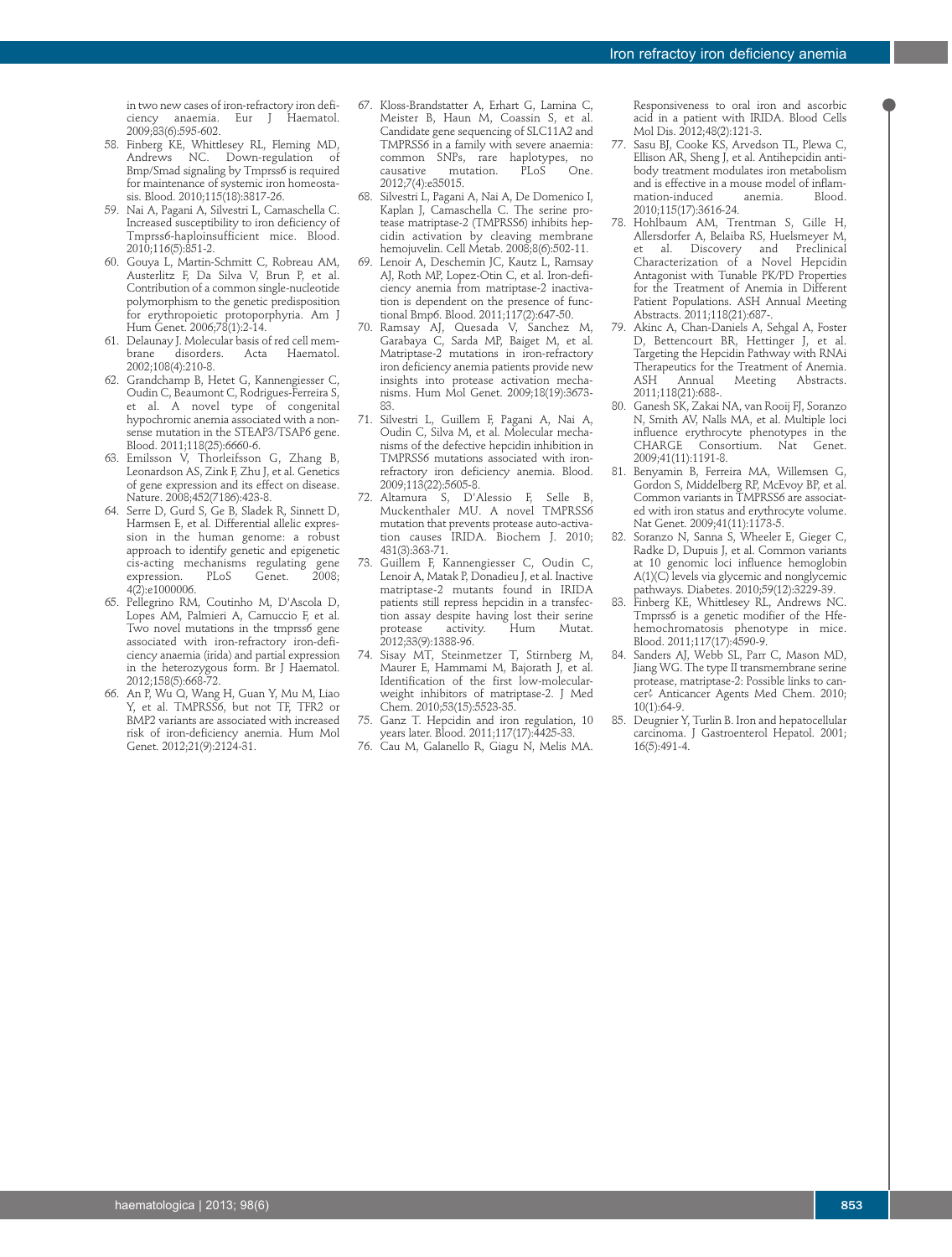in two new cases of iron-refractory iron deficiency anaemia. Eur J Haematol. 2009;83(6):595-602.

58. Finberg KE, Whittlesey RL, Fleming MD, Andrews NC. Down-regulation of Bmp/Smad signaling by Tmprss6 is required for maintenance of systemic iron homeostasis. Blood. 2010;115(18):3817-26.
59. Nai A, Pagani A, Silvestri L, Camaschella C. Increased susceptibility to iron deficiency of Tmprss6-haploinsufficient mice. Blood. 2010;116(5):851-2.
60. Gouya L, Martin-Schmitt C, Robreau AM, Austerlitz F, Da Silva V, Brun P, et al. Contribution of a common single-nucleotide polymorphism to the genetic predisposition for erythropoietic protoporphyria. Am J Hum Genet. 2006;78(1):2-14.
61. Delaunay J. Molecular basis of red cell membrane disorders. Acta Haematol. 2002;108(4):210-8.
62. Grandchamp B, Hetet G, Kannengiesser C, Oudin C, Beaumont C, Rodrigues-Ferreira S, et al. A novel type of congenital hypochromic anemia associated with a nonsense mutation in the STEAP3/TSAP6 gene. Blood. 2011;118(25):6660-6.
63. Emilsson V, Thorleifsson G, Zhang B, Leonardson AS, Zink F, Zhu J, et al. Genetics of gene expression and its effect on disease. Nature. 2008;452(7186):423-8.
64. Serre D, Gurd S, Ge B, Sladek R, Sinnett D, Harmsen E, et al. Differential allelic expression in the human genome: a robust approach to identify genetic and epigenetic cis-acting mechanisms regulating gene expression. PLoS Genet. 2008; 4(2):e1000006.
65. Pellegrino RM, Coutinho M, D'Ascola D, Lopes AM, Palmieri A, Carnuccio F, et al. Two novel mutations in the tmprss6 gene associated with iron-refractory iron-deficiency anaemia (irida) and partial expression in the heterozygous form. Br J Haematol. 2012;158(5):668-72.
66. An P, Wu Q, Wang H, Guan Y, Mu M, Liao Y, et al. TMPRSS6, but not TF, TFR2 or BMP2 variants are associated with increased risk of iron-deficiency anemia. Hum Mol Genet. 2012;21(9):2124-31.
67. Kloss-Brandstatter A, Erhart G, Lamina C, Meister B, Haun M, Coassin S, et al. Candidate gene sequencing of SLC11A2 and TMPRSS6 in a family with severe anaemia: common SNPs, rare haplotypes, no causative mutation. PLoS One. 2012;7(4):e35015.
68. Silvestri L, Pagani A, Nai A, De Domenico I, Kaplan J, Camaschella C. The serine protease matriptase-2 (TMPRSS6) inhibits hepcidin activation by cleaving membrane hemojuvelin. Cell Metab. 2008;8(6):502-11.
69. Lenoir A, Deschemin JC, Kautz L, Ramsay AJ, Roth MP, Lopez-Otin C, et al. Iron-deficiency anemia from matriptase-2 inactivation is dependent on the presence of functional Bmp6. Blood. 2011;117(2):647-50.
70. Ramsay AJ, Quesada V, Sanchez M, Garabaya C, Sarda MP, Baiget M, et al. Matriptase-2 mutations in iron-refractory iron deficiency anemia patients provide new insights into protease activation mechanisms. Hum Mol Genet. 2009;18(19):3673-83.
71. Silvestri L, Guillem F, Pagani A, Nai A, Oudin C, Silva M, et al. Molecular mechanisms of the defective hepcidin inhibition in TMPRSS6 mutations associated with iron-refractory iron deficiency anemia. Blood. 2009;113(22):5605-8.
72. Altamura S, D'Alessio F, Selle B, Muckenthaler MU. A novel TMPRSS6 mutation that prevents protease auto-activation causes IRIDA. Biochem J. 2010; 431(3):363-71.
73. Guillem F, Kannengiesser C, Oudin C, Lenoir A, Matak P, Donadieu J, et al. Inactive matriptase-2 mutants found in IRIDA patients still repress hepcidin in a transfection assay despite having lost their serine protease activity. Hum Mutat. 2012;33(9):1388-96.
74. Sisay MT, Steinmetzer T, Stirnberg M, Maurer E, Hammami M, Bajorath J, et al. Identification of the first low-molecular-weight inhibitors of matriptase-2. J Med Chem. 2010;53(15):5523-35.
75. Ganz T. Hepcidin and iron regulation, 10 years later. Blood. 2011;117(17):4425-33.
76. Cau M, Galanello R, Giagu N, Melis MA. Responsiveness to oral iron and ascorbic acid in a patient with IRIDA. Blood Cells Mol Dis. 2012;48(2):121-3.
77. Sasu BJ, Cooke KS, Arvedson TL, Plewa C, Ellison AR, Sheng J, et al. Antihepcidin antibody treatment modulates iron metabolism and is effective in a mouse model of inflammation-induced anemia. Blood. 2010;115(17):3616-24.
78. Hohlbaum AM, Trentman S, Gille H, Allersdorfer A, Belaiba RS, Huelsmeyer M, et al. Discovery and Preclinical Characterization of a Novel Hepcidin Antagonist with Tunable PK/PD Properties for the Treatment of Anemia in Different Patient Populations. ASH Annual Meeting Abstracts. 2011;118(21):687-.
79. Akinc A, Chan-Daniels A, Sehgal A, Foster D, Bettencourt BR, Hettinger J, et al. Targeting the Hepcidin Pathway with RNAi Therapeutics for the Treatment of Anemia. ASH Annual Meeting Abstracts. 2011;118(21):688-.
80. Ganesh SK, Zakai NA, van Rooij FJ, Soranzo N, Smith AV, Nalls MA, et al. Multiple loci influence erythrocyte phenotypes in the CHARGE Consortium. Nat Genet. 2009;41(11):1191-8.
81. Benyamin B, Ferreira MA, Willemsen G, Gordon S, Middelberg RP, McEvoy BP, et al. Common variants in TMPRSS6 are associated with iron status and erythrocyte volume. Nat Genet. 2009;41(11):1173-5.
82. Soranzo N, Sanna S, Wheeler E, Gieger C, Radke D, Dupuis J, et al. Common variants at 10 genomic loci influence hemoglobin A(1)(C) levels via glycemic and nonglycemic pathways. Diabetes. 2010;59(12):3229-39.
83. Finberg KE, Whittlesey RL, Andrews NC. Tmprss6 is a genetic modifier of the Hfe-hemochromatosis phenotype in mice. Blood. 2011;117(17):4590-9.
84. Sanders AJ, Webb SL, Parr C, Mason MD, Jiang WG. The type II transmembrane serine protease, matriptase-2: Possible links to cancer? Anticancer Agents Med Chem. 2010; 10(1):64-9.
85. Deugnier Y, Turlin B. Iron and hepatocellular carcinoma. J Gastroenterol Hepatol. 2001; 16(5):491-4.